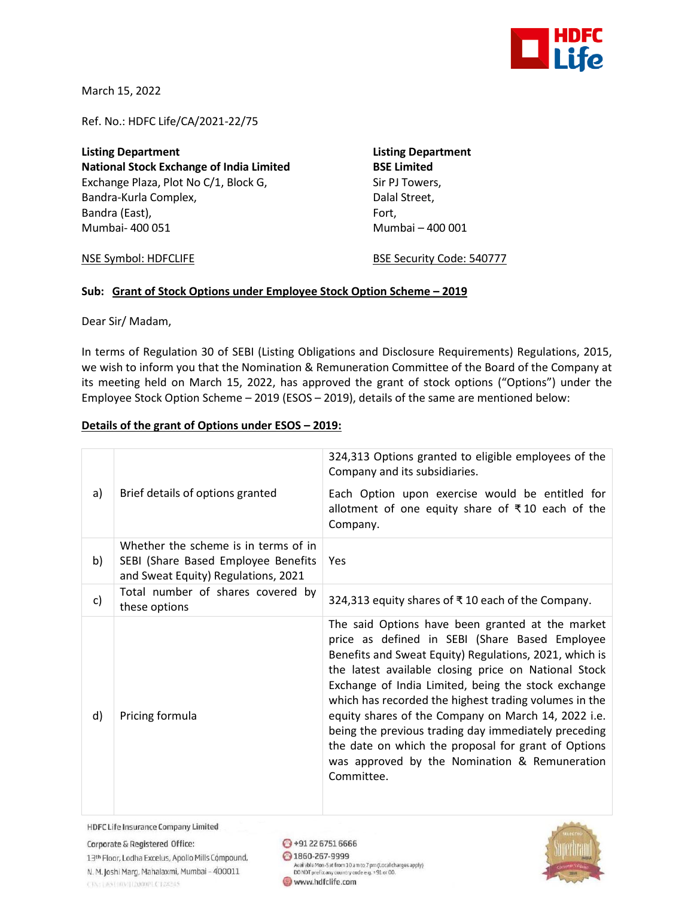March 15, 2022

Ref. No.: HDFC Life/CA/2021-22/75

**Listing Department**
**National Stock Exchange of India Limited**
Exchange Plaza, Plot No C/1, Block G,
Bandra-Kurla Complex,
Bandra (East),
Mumbai- 400 051

NSE Symbol: HDFCLIFE

**Listing Department**
**BSE Limited**
Sir PJ Towers,
Dalal Street,
Fort,
Mumbai – 400 001

BSE Security Code: 540777

**Sub: Grant of Stock Options under Employee Stock Option Scheme – 2019**

Dear Sir/ Madam,

In terms of Regulation 30 of SEBI (Listing Obligations and Disclosure Requirements) Regulations, 2015, we wish to inform you that the Nomination & Remuneration Committee of the Board of the Company at its meeting held on March 15, 2022, has approved the grant of stock options ("Options") under the Employee Stock Option Scheme – 2019 (ESOS – 2019), details of the same are mentioned below:

**Details of the grant of Options under ESOS – 2019:**

| | | |
|---|---|---|
| a) | Brief details of options granted | 324,313 Options granted to eligible employees of the Company and its subsidiaries.<br><br>Each Option upon exercise would be entitled for allotment of one equity share of ₹ 10 each of the Company. |
| b) | Whether the scheme is in terms of in SEBI (Share Based Employee Benefits and Sweat Equity) Regulations, 2021 | Yes |
| c) | Total number of shares covered by these options | 324,313 equity shares of ₹ 10 each of the Company. |
| d) | Pricing formula | The said Options have been granted at the market price as defined in SEBI (Share Based Employee Benefits and Sweat Equity) Regulations, 2021, which is the latest available closing price on National Stock Exchange of India Limited, being the stock exchange which has recorded the highest trading volumes in the equity shares of the Company on March 14, 2022 i.e. being the previous trading day immediately preceding the date on which the proposal for grant of Options was approved by the Nomination & Remuneration Committee. |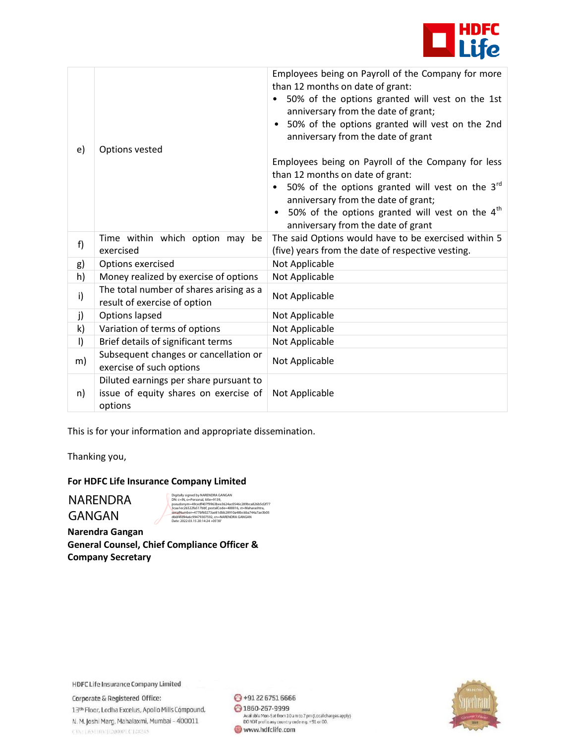| | | |
|---|---|---|
| e) | Options vested | Employees being on Payroll of the Company for more than 12 months on date of grant:<br>• 50% of the options granted will vest on the 1st anniversary from the date of grant;<br>• 50% of the options granted will vest on the 2nd anniversary from the date of grant<br><br>Employees being on Payroll of the Company for less than 12 months on date of grant:<br>• 50% of the options granted will vest on the 3rd anniversary from the date of grant;<br>• 50% of the options granted will vest on the 4th anniversary from the date of grant |
| f) | Time within which option may be exercised | The said Options would have to be exercised within 5 (five) years from the date of respective vesting. |
| g) | Options exercised | Not Applicable |
| h) | Money realized by exercise of options | Not Applicable |
| i) | The total number of shares arising as a result of exercise of option | Not Applicable |
| j) | Options lapsed | Not Applicable |
| k) | Variation of terms of options | Not Applicable |
| l) | Brief details of significant terms | Not Applicable |
| m) | Subsequent changes or cancellation or exercise of such options | Not Applicable |
| n) | Diluted earnings per share pursuant to issue of equity shares on exercise of options | Not Applicable |

This is for your information and appropriate dissemination.

Thanking you,

**For HDFC Life Insurance Company Limited**

NARENDRA GANGAN

Digitally signed by NARENDRA GANGAN
Date: 2022.03.15 20:14:24 +05'30'

**Narendra Gangan**
**General Counsel, Chief Compliance Officer & Company Secretary**

HDFC Life Insurance Company Limited
Corporate & Registered Office:
13th Floor, Lodha Excelus, Apollo Mills Compound,
N. M. Joshi Marg, Mahalaxmi, Mumbai - 400011

+91 22 6751 6666
1860-267-9999
Available Mon-Sat from 10 am to 7 pm (Local charges apply)
DO NOT prefix any country code e.g. +91 or 00.
www.hdfclife.com